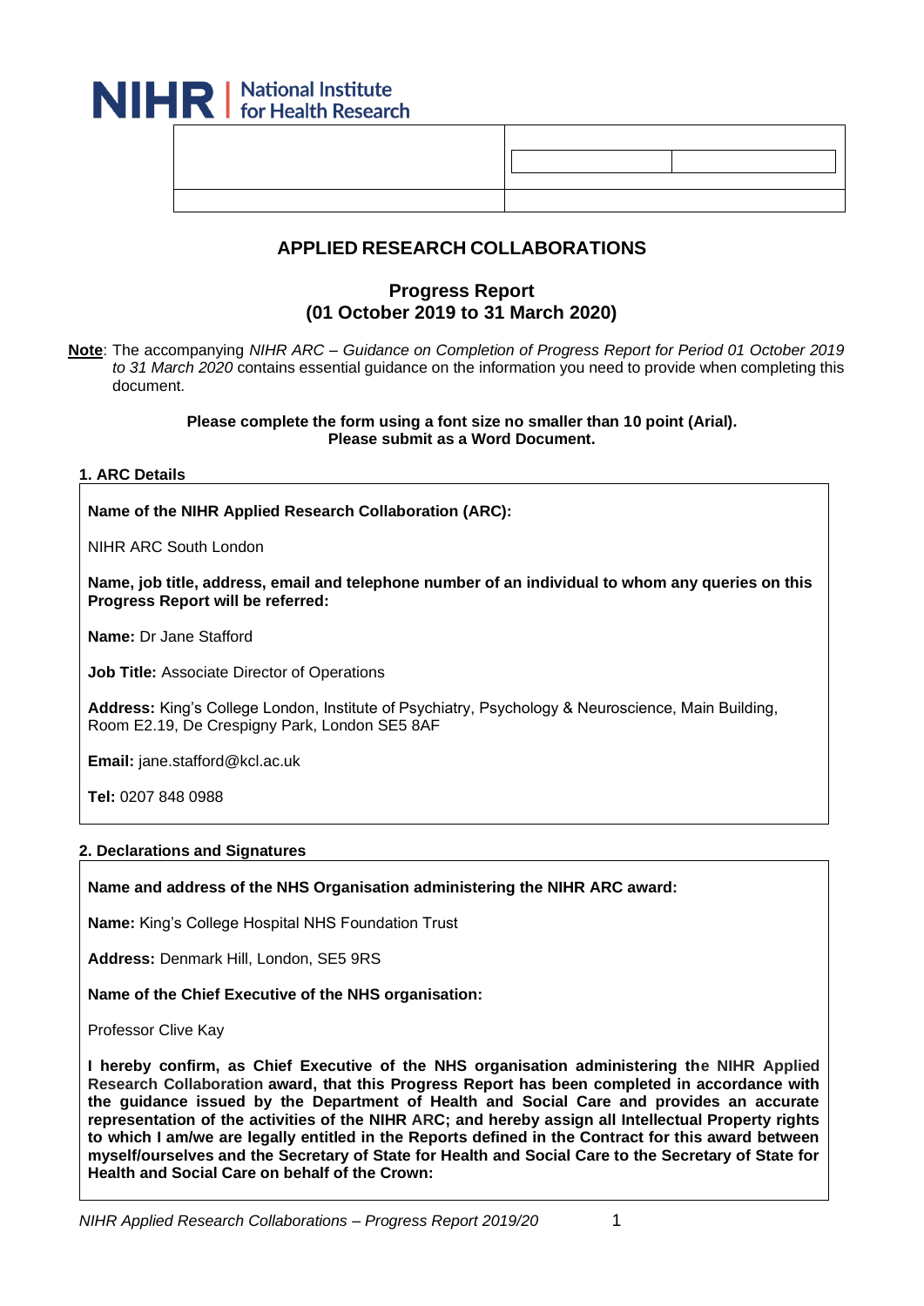NIHR | National Institute for Health Research

## APPLIED RESEARCH COLLABORATIONS

### Progress Report
### (01 October 2019 to 31 March 2020)

**Note**: The accompanying *NIHR ARC – Guidance on Completion of Progress Report for Period 01 October 2019 to 31 March 2020* contains essential guidance on the information you need to provide when completing this document.

**Please complete the form using a font size no smaller than 10 point (Arial).**
**Please submit as a Word Document.**

#### 1. ARC Details

**Name of the NIHR Applied Research Collaboration (ARC):**

NIHR ARC South London

**Name, job title, address, email and telephone number of an individual to whom any queries on this Progress Report will be referred:**

**Name:** Dr Jane Stafford

**Job Title:** Associate Director of Operations

**Address:** King's College London, Institute of Psychiatry, Psychology & Neuroscience, Main Building, Room E2.19, De Crespigny Park, London SE5 8AF

**Email:** jane.stafford@kcl.ac.uk

**Tel:** 0207 848 0988

#### 2. Declarations and Signatures

**Name and address of the NHS Organisation administering the NIHR ARC award:**

**Name:** King's College Hospital NHS Foundation Trust

**Address:** Denmark Hill, London, SE5 9RS

**Name of the Chief Executive of the NHS organisation:**

Professor Clive Kay

**I hereby confirm, as Chief Executive of the NHS organisation administering the NIHR Applied Research Collaboration award, that this Progress Report has been completed in accordance with the guidance issued by the Department of Health and Social Care and provides an accurate representation of the activities of the NIHR ARC; and hereby assign all Intellectual Property rights to which I am/we are legally entitled in the Reports defined in the Contract for this award between myself/ourselves and the Secretary of State for Health and Social Care to the Secretary of State for Health and Social Care on behalf of the Crown:**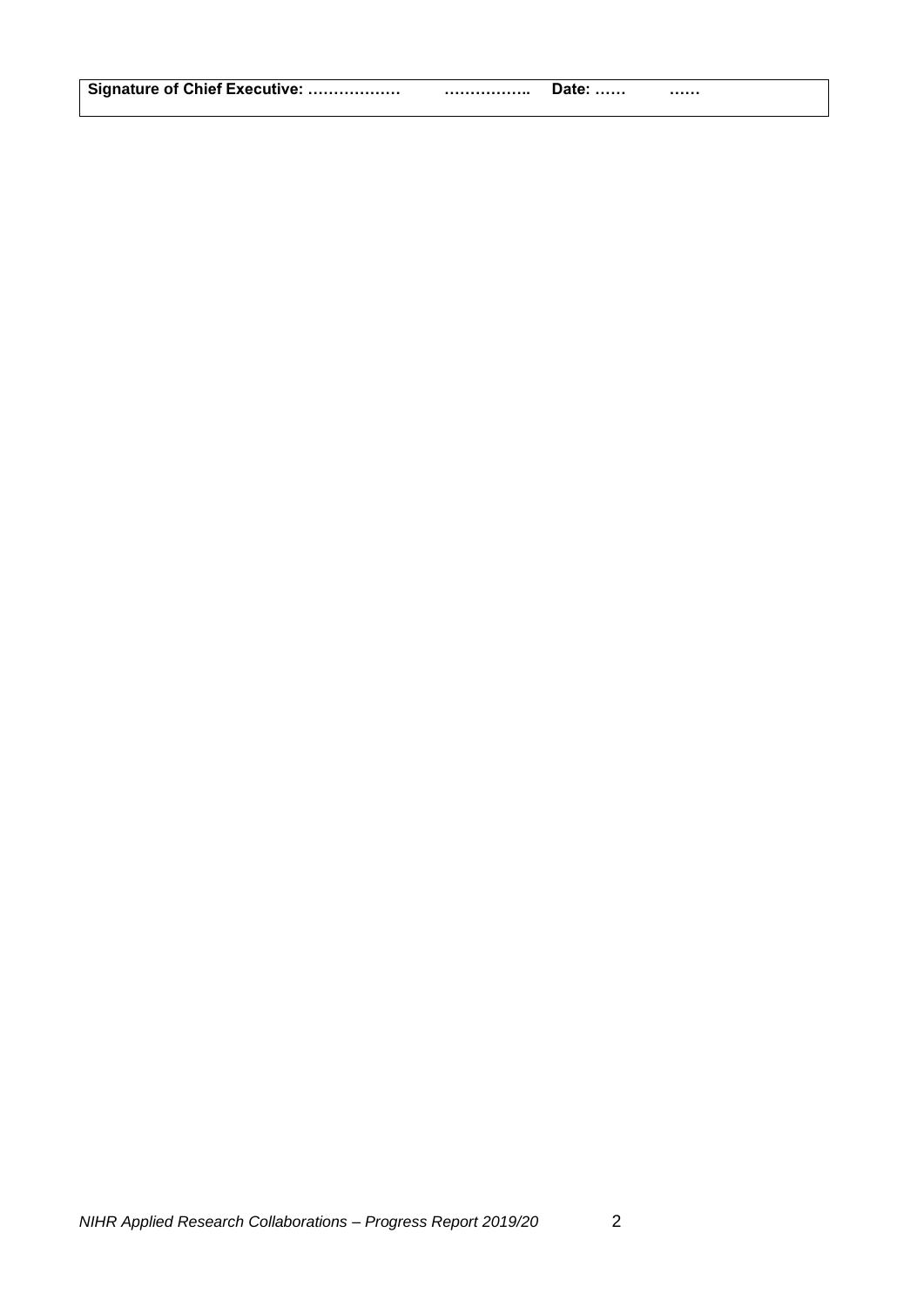| |
|---|
| **Signature of Chief Executive: ……………… …………….. Date: …… ……** |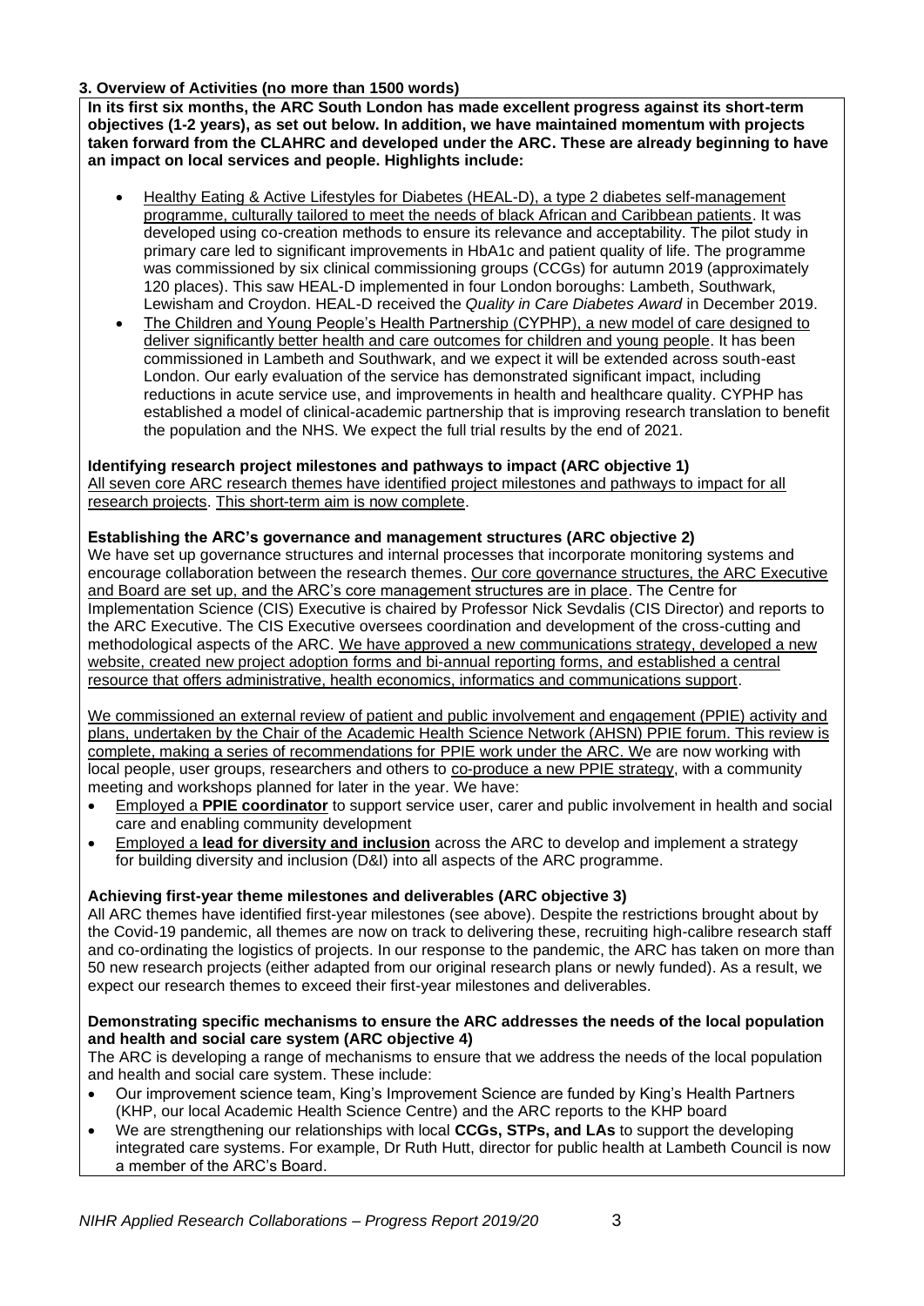### 3. Overview of Activities (no more than 1500 words)

**In its first six months, the ARC South London has made excellent progress against its short-term objectives (1-2 years), as set out below. In addition, we have maintained momentum with projects taken forward from the CLAHRC and developed under the ARC. These are already beginning to have an impact on local services and people. Highlights include:**

- Healthy Eating & Active Lifestyles for Diabetes (HEAL-D), a type 2 diabetes self-management programme, culturally tailored to meet the needs of black African and Caribbean patients. It was developed using co-creation methods to ensure its relevance and acceptability. The pilot study in primary care led to significant improvements in HbA1c and patient quality of life. The programme was commissioned by six clinical commissioning groups (CCGs) for autumn 2019 (approximately 120 places). This saw HEAL-D implemented in four London boroughs: Lambeth, Southwark, Lewisham and Croydon. HEAL-D received the *Quality in Care Diabetes Award* in December 2019.
- The Children and Young People's Health Partnership (CYPHP), a new model of care designed to deliver significantly better health and care outcomes for children and young people. It has been commissioned in Lambeth and Southwark, and we expect it will be extended across south-east London. Our early evaluation of the service has demonstrated significant impact, including reductions in acute service use, and improvements in health and healthcare quality. CYPHP has established a model of clinical-academic partnership that is improving research translation to benefit the population and the NHS. We expect the full trial results by the end of 2021.

**Identifying research project milestones and pathways to impact (ARC objective 1)**

All seven core ARC research themes have identified project milestones and pathways to impact for all research projects. This short-term aim is now complete.

**Establishing the ARC's governance and management structures (ARC objective 2)**

We have set up governance structures and internal processes that incorporate monitoring systems and encourage collaboration between the research themes. Our core governance structures, the ARC Executive and Board are set up, and the ARC's core management structures are in place. The Centre for Implementation Science (CIS) Executive is chaired by Professor Nick Sevdalis (CIS Director) and reports to the ARC Executive. The CIS Executive oversees coordination and development of the cross-cutting and methodological aspects of the ARC. We have approved a new communications strategy, developed a new website, created new project adoption forms and bi-annual reporting forms, and established a central resource that offers administrative, health economics, informatics and communications support.

We commissioned an external review of patient and public involvement and engagement (PPIE) activity and plans, undertaken by the Chair of the Academic Health Science Network (AHSN) PPIE forum. This review is complete, making a series of recommendations for PPIE work under the ARC. We are now working with local people, user groups, researchers and others to co-produce a new PPIE strategy, with a community meeting and workshops planned for later in the year. We have:

- Employed a **PPIE coordinator** to support service user, carer and public involvement in health and social care and enabling community development
- Employed a **lead for diversity and inclusion** across the ARC to develop and implement a strategy for building diversity and inclusion (D&I) into all aspects of the ARC programme.

**Achieving first-year theme milestones and deliverables (ARC objective 3)**

All ARC themes have identified first-year milestones (see above). Despite the restrictions brought about by the Covid-19 pandemic, all themes are now on track to delivering these, recruiting high-calibre research staff and co-ordinating the logistics of projects. In our response to the pandemic, the ARC has taken on more than 50 new research projects (either adapted from our original research plans or newly funded). As a result, we expect our research themes to exceed their first-year milestones and deliverables.

**Demonstrating specific mechanisms to ensure the ARC addresses the needs of the local population and health and social care system (ARC objective 4)**

The ARC is developing a range of mechanisms to ensure that we address the needs of the local population and health and social care system. These include:

- Our improvement science team, King's Improvement Science are funded by King's Health Partners (KHP, our local Academic Health Science Centre) and the ARC reports to the KHP board
- We are strengthening our relationships with local **CCGs, STPs, and LAs** to support the developing integrated care systems. For example, Dr Ruth Hutt, director for public health at Lambeth Council is now a member of the ARC's Board.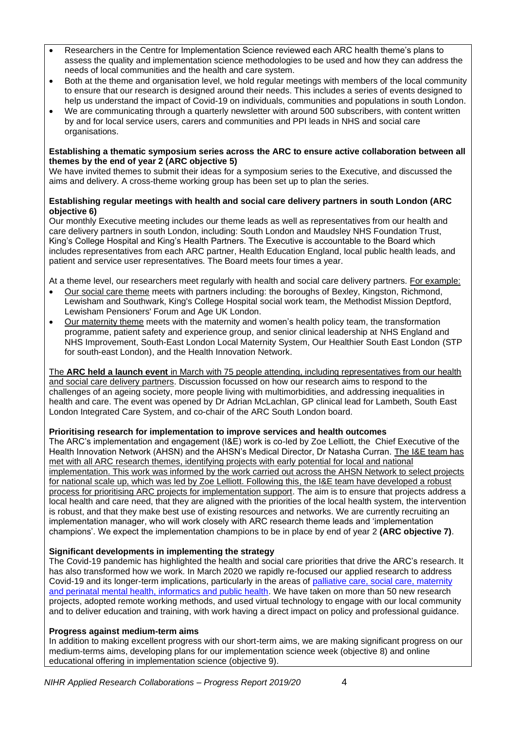- Researchers in the Centre for Implementation Science reviewed each ARC health theme's plans to assess the quality and implementation science methodologies to be used and how they can address the needs of local communities and the health and care system.
- Both at the theme and organisation level, we hold regular meetings with members of the local community to ensure that our research is designed around their needs. This includes a series of events designed to help us understand the impact of Covid-19 on individuals, communities and populations in south London.
- We are communicating through a quarterly newsletter with around 500 subscribers, with content written by and for local service users, carers and communities and PPI leads in NHS and social care organisations.

**Establishing a thematic symposium series across the ARC to ensure active collaboration between all themes by the end of year 2 (ARC objective 5)**

We have invited themes to submit their ideas for a symposium series to the Executive, and discussed the aims and delivery. A cross-theme working group has been set up to plan the series.

**Establishing regular meetings with health and social care delivery partners in south London (ARC objective 6)**

Our monthly Executive meeting includes our theme leads as well as representatives from our health and care delivery partners in south London, including: South London and Maudsley NHS Foundation Trust, King's College Hospital and King's Health Partners. The Executive is accountable to the Board which includes representatives from each ARC partner, Health Education England, local public health leads, and patient and service user representatives. The Board meets four times a year.

At a theme level, our researchers meet regularly with health and social care delivery partners. For example:

- Our social care theme meets with partners including: the boroughs of Bexley, Kingston, Richmond, Lewisham and Southwark, King's College Hospital social work team, the Methodist Mission Deptford, Lewisham Pensioners' Forum and Age UK London.
- Our maternity theme meets with the maternity and women's health policy team, the transformation programme, patient safety and experience group, and senior clinical leadership at NHS England and NHS Improvement, South-East London Local Maternity System, Our Healthier South East London (STP for south-east London), and the Health Innovation Network.

The **ARC held a launch event** in March with 75 people attending, including representatives from our health and social care delivery partners. Discussion focussed on how our research aims to respond to the challenges of an ageing society, more people living with multimorbidities, and addressing inequalities in health and care. The event was opened by Dr Adrian McLachlan, GP clinical lead for Lambeth, South East London Integrated Care System, and co-chair of the ARC South London board.

**Prioritising research for implementation to improve services and health outcomes**

The ARC's implementation and engagement (I&E) work is co-led by Zoe Lelliott, the Chief Executive of the Health Innovation Network (AHSN) and the AHSN's Medical Director, Dr Natasha Curran. The I&E team has met with all ARC research themes, identifying projects with early potential for local and national implementation. This work was informed by the work carried out across the AHSN Network to select projects for national scale up, which was led by Zoe Lelliott. Following this, the I&E team have developed a robust process for prioritising ARC projects for implementation support. The aim is to ensure that projects address a local health and care need, that they are aligned with the priorities of the local health system, the intervention is robust, and that they make best use of existing resources and networks. We are currently recruiting an implementation manager, who will work closely with ARC research theme leads and 'implementation champions'. We expect the implementation champions to be in place by end of year 2 **(ARC objective 7)**.

**Significant developments in implementing the strategy**

The Covid-19 pandemic has highlighted the health and social care priorities that drive the ARC's research. It has also transformed how we work. In March 2020 we rapidly re-focused our applied research to address Covid-19 and its longer-term implications, particularly in the areas of palliative care, social care, maternity and perinatal mental health, informatics and public health. We have taken on more than 50 new research projects, adopted remote working methods, and used virtual technology to engage with our local community and to deliver education and training, with work having a direct impact on policy and professional guidance.

**Progress against medium-term aims**

In addition to making excellent progress with our short-term aims, we are making significant progress on our medium-terms aims, developing plans for our implementation science week (objective 8) and online educational offering in implementation science (objective 9).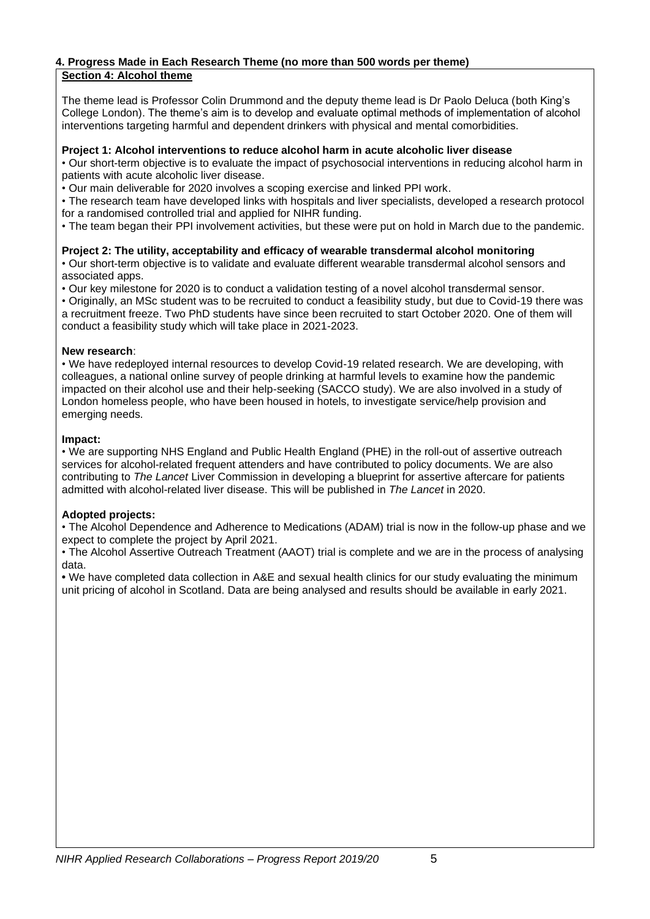## 4. Progress Made in Each Research Theme (no more than 500 words per theme)

### Section 4: Alcohol theme

The theme lead is Professor Colin Drummond and the deputy theme lead is Dr Paolo Deluca (both King's College London). The theme's aim is to develop and evaluate optimal methods of implementation of alcohol interventions targeting harmful and dependent drinkers with physical and mental comorbidities.

**Project 1: Alcohol interventions to reduce alcohol harm in acute alcoholic liver disease**

- Our short-term objective is to evaluate the impact of psychosocial interventions in reducing alcohol harm in patients with acute alcoholic liver disease.
- Our main deliverable for 2020 involves a scoping exercise and linked PPI work.
- The research team have developed links with hospitals and liver specialists, developed a research protocol for a randomised controlled trial and applied for NIHR funding.
- The team began their PPI involvement activities, but these were put on hold in March due to the pandemic.

**Project 2: The utility, acceptability and efficacy of wearable transdermal alcohol monitoring**

- Our short-term objective is to validate and evaluate different wearable transdermal alcohol sensors and associated apps.
- Our key milestone for 2020 is to conduct a validation testing of a novel alcohol transdermal sensor.
- Originally, an MSc student was to be recruited to conduct a feasibility study, but due to Covid-19 there was a recruitment freeze. Two PhD students have since been recruited to start October 2020. One of them will conduct a feasibility study which will take place in 2021-2023.

**New research**:

- We have redeployed internal resources to develop Covid-19 related research. We are developing, with colleagues, a national online survey of people drinking at harmful levels to examine how the pandemic impacted on their alcohol use and their help-seeking (SACCO study). We are also involved in a study of London homeless people, who have been housed in hotels, to investigate service/help provision and emerging needs.

**Impact:**

- We are supporting NHS England and Public Health England (PHE) in the roll-out of assertive outreach services for alcohol-related frequent attenders and have contributed to policy documents. We are also contributing to *The Lancet* Liver Commission in developing a blueprint for assertive aftercare for patients admitted with alcohol-related liver disease. This will be published in *The Lancet* in 2020.

**Adopted projects:**

- The Alcohol Dependence and Adherence to Medications (ADAM) trial is now in the follow-up phase and we expect to complete the project by April 2021.
- The Alcohol Assertive Outreach Treatment (AAOT) trial is complete and we are in the process of analysing data.
- We have completed data collection in A&E and sexual health clinics for our study evaluating the minimum unit pricing of alcohol in Scotland. Data are being analysed and results should be available in early 2021.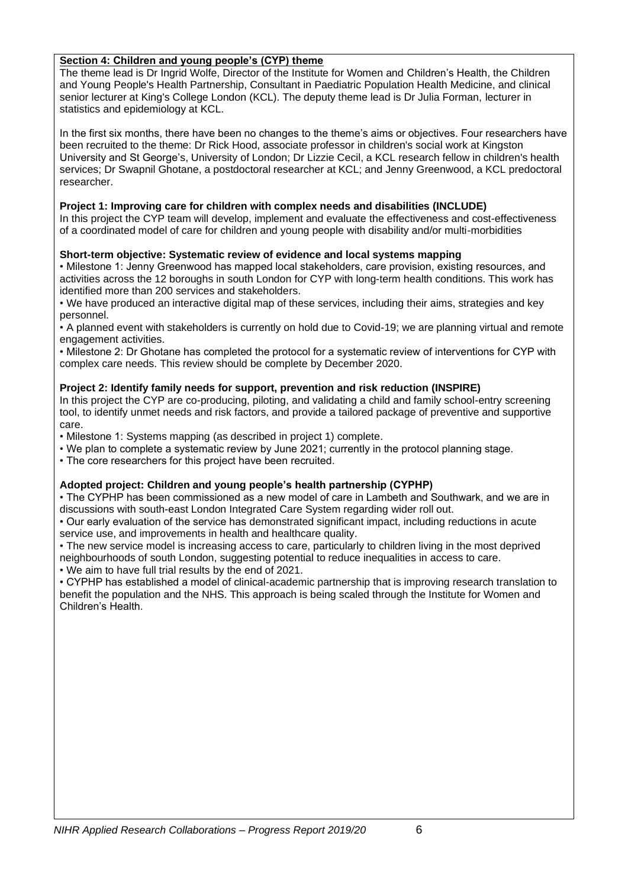## Section 4: Children and young people's (CYP) theme

The theme lead is Dr Ingrid Wolfe, Director of the Institute for Women and Children's Health, the Children and Young People's Health Partnership, Consultant in Paediatric Population Health Medicine, and clinical senior lecturer at King's College London (KCL). The deputy theme lead is Dr Julia Forman, lecturer in statistics and epidemiology at KCL.

In the first six months, there have been no changes to the theme's aims or objectives. Four researchers have been recruited to the theme: Dr Rick Hood, associate professor in children's social work at Kingston University and St George's, University of London; Dr Lizzie Cecil, a KCL research fellow in children's health services; Dr Swapnil Ghotane, a postdoctoral researcher at KCL; and Jenny Greenwood, a KCL predoctoral researcher.

### Project 1: Improving care for children with complex needs and disabilities (INCLUDE)

In this project the CYP team will develop, implement and evaluate the effectiveness and cost-effectiveness of a coordinated model of care for children and young people with disability and/or multi-morbidities

#### Short-term objective: Systematic review of evidence and local systems mapping

- Milestone 1: Jenny Greenwood has mapped local stakeholders, care provision, existing resources, and activities across the 12 boroughs in south London for CYP with long-term health conditions. This work has identified more than 200 services and stakeholders.
- We have produced an interactive digital map of these services, including their aims, strategies and key personnel.
- A planned event with stakeholders is currently on hold due to Covid-19; we are planning virtual and remote engagement activities.
- Milestone 2: Dr Ghotane has completed the protocol for a systematic review of interventions for CYP with complex care needs. This review should be complete by December 2020.

### Project 2: Identify family needs for support, prevention and risk reduction (INSPIRE)

In this project the CYP are co-producing, piloting, and validating a child and family school-entry screening tool, to identify unmet needs and risk factors, and provide a tailored package of preventive and supportive care.

- Milestone 1: Systems mapping (as described in project 1) complete.
- We plan to complete a systematic review by June 2021; currently in the protocol planning stage.
- The core researchers for this project have been recruited.

### Adopted project: Children and young people's health partnership (CYPHP)

- The CYPHP has been commissioned as a new model of care in Lambeth and Southwark, and we are in discussions with south-east London Integrated Care System regarding wider roll out.
- Our early evaluation of the service has demonstrated significant impact, including reductions in acute service use, and improvements in health and healthcare quality.
- The new service model is increasing access to care, particularly to children living in the most deprived neighbourhoods of south London, suggesting potential to reduce inequalities in access to care.
- We aim to have full trial results by the end of 2021.
- CYPHP has established a model of clinical-academic partnership that is improving research translation to benefit the population and the NHS. This approach is being scaled through the Institute for Women and Children's Health.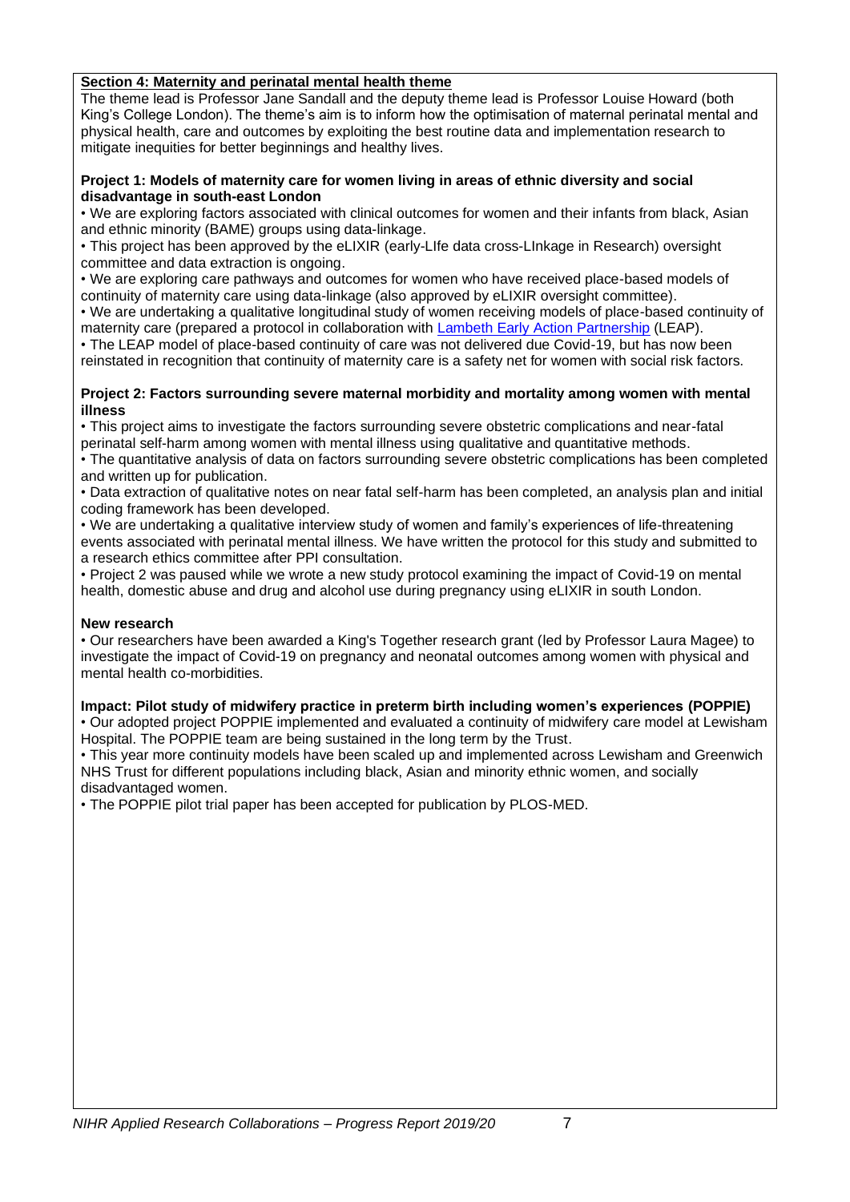## Section 4: Maternity and perinatal mental health theme

The theme lead is Professor Jane Sandall and the deputy theme lead is Professor Louise Howard (both King's College London). The theme's aim is to inform how the optimisation of maternal perinatal mental and physical health, care and outcomes by exploiting the best routine data and implementation research to mitigate inequities for better beginnings and healthy lives.

### Project 1: Models of maternity care for women living in areas of ethnic diversity and social disadvantage in south-east London

- We are exploring factors associated with clinical outcomes for women and their infants from black, Asian and ethnic minority (BAME) groups using data-linkage.
- This project has been approved by the eLIXIR (early-LIfe data cross-LInkage in Research) oversight committee and data extraction is ongoing.
- We are exploring care pathways and outcomes for women who have received place-based models of continuity of maternity care using data-linkage (also approved by eLIXIR oversight committee).
- We are undertaking a qualitative longitudinal study of women receiving models of place-based continuity of maternity care (prepared a protocol in collaboration with Lambeth Early Action Partnership (LEAP).
- The LEAP model of place-based continuity of care was not delivered due Covid-19, but has now been reinstated in recognition that continuity of maternity care is a safety net for women with social risk factors.

### Project 2: Factors surrounding severe maternal morbidity and mortality among women with mental illness

- This project aims to investigate the factors surrounding severe obstetric complications and near-fatal perinatal self-harm among women with mental illness using qualitative and quantitative methods.
- The quantitative analysis of data on factors surrounding severe obstetric complications has been completed and written up for publication.
- Data extraction of qualitative notes on near fatal self-harm has been completed, an analysis plan and initial coding framework has been developed.
- We are undertaking a qualitative interview study of women and family's experiences of life-threatening events associated with perinatal mental illness. We have written the protocol for this study and submitted to a research ethics committee after PPI consultation.
- Project 2 was paused while we wrote a new study protocol examining the impact of Covid-19 on mental health, domestic abuse and drug and alcohol use during pregnancy using eLIXIR in south London.

### New research

- Our researchers have been awarded a King's Together research grant (led by Professor Laura Magee) to investigate the impact of Covid-19 on pregnancy and neonatal outcomes among women with physical and mental health co-morbidities.

### Impact: Pilot study of midwifery practice in preterm birth including women's experiences (POPPIE)

- Our adopted project POPPIE implemented and evaluated a continuity of midwifery care model at Lewisham Hospital. The POPPIE team are being sustained in the long term by the Trust.
- This year more continuity models have been scaled up and implemented across Lewisham and Greenwich NHS Trust for different populations including black, Asian and minority ethnic women, and socially disadvantaged women.
- The POPPIE pilot trial paper has been accepted for publication by PLOS-MED.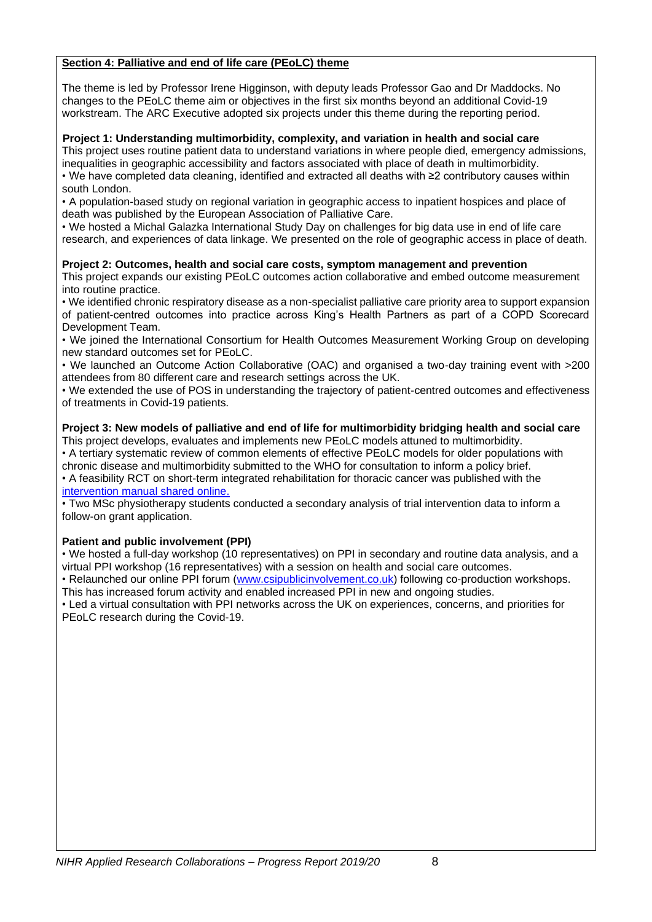## Section 4: Palliative and end of life care (PEoLC) theme

The theme is led by Professor Irene Higginson, with deputy leads Professor Gao and Dr Maddocks. No changes to the PEoLC theme aim or objectives in the first six months beyond an additional Covid-19 workstream. The ARC Executive adopted six projects under this theme during the reporting period.

**Project 1: Understanding multimorbidity, complexity, and variation in health and social care**

This project uses routine patient data to understand variations in where people died, emergency admissions, inequalities in geographic accessibility and factors associated with place of death in multimorbidity.

- We have completed data cleaning, identified and extracted all deaths with ≥2 contributory causes within south London.
- A population-based study on regional variation in geographic access to inpatient hospices and place of death was published by the European Association of Palliative Care.
- We hosted a Michal Galazka International Study Day on challenges for big data use in end of life care research, and experiences of data linkage. We presented on the role of geographic access in place of death.

**Project 2: Outcomes, health and social care costs, symptom management and prevention**

This project expands our existing PEoLC outcomes action collaborative and embed outcome measurement into routine practice.

- We identified chronic respiratory disease as a non-specialist palliative care priority area to support expansion of patient-centred outcomes into practice across King's Health Partners as part of a COPD Scorecard Development Team.
- We joined the International Consortium for Health Outcomes Measurement Working Group on developing new standard outcomes set for PEoLC.
- We launched an Outcome Action Collaborative (OAC) and organised a two-day training event with >200 attendees from 80 different care and research settings across the UK.
- We extended the use of POS in understanding the trajectory of patient-centred outcomes and effectiveness of treatments in Covid-19 patients.

**Project 3: New models of palliative and end of life for multimorbidity bridging health and social care**

This project develops, evaluates and implements new PEoLC models attuned to multimorbidity.

- A tertiary systematic review of common elements of effective PEoLC models for older populations with chronic disease and multimorbidity submitted to the WHO for consultation to inform a policy brief.
- A feasibility RCT on short-term integrated rehabilitation for thoracic cancer was published with the intervention manual shared online.
- Two MSc physiotherapy students conducted a secondary analysis of trial intervention data to inform a follow-on grant application.

**Patient and public involvement (PPI)**

- We hosted a full-day workshop (10 representatives) on PPI in secondary and routine data analysis, and a virtual PPI workshop (16 representatives) with a session on health and social care outcomes.
- Relaunched our online PPI forum (www.csipublicinvolvement.co.uk) following co-production workshops. This has increased forum activity and enabled increased PPI in new and ongoing studies.
- Led a virtual consultation with PPI networks across the UK on experiences, concerns, and priorities for PEoLC research during the Covid-19.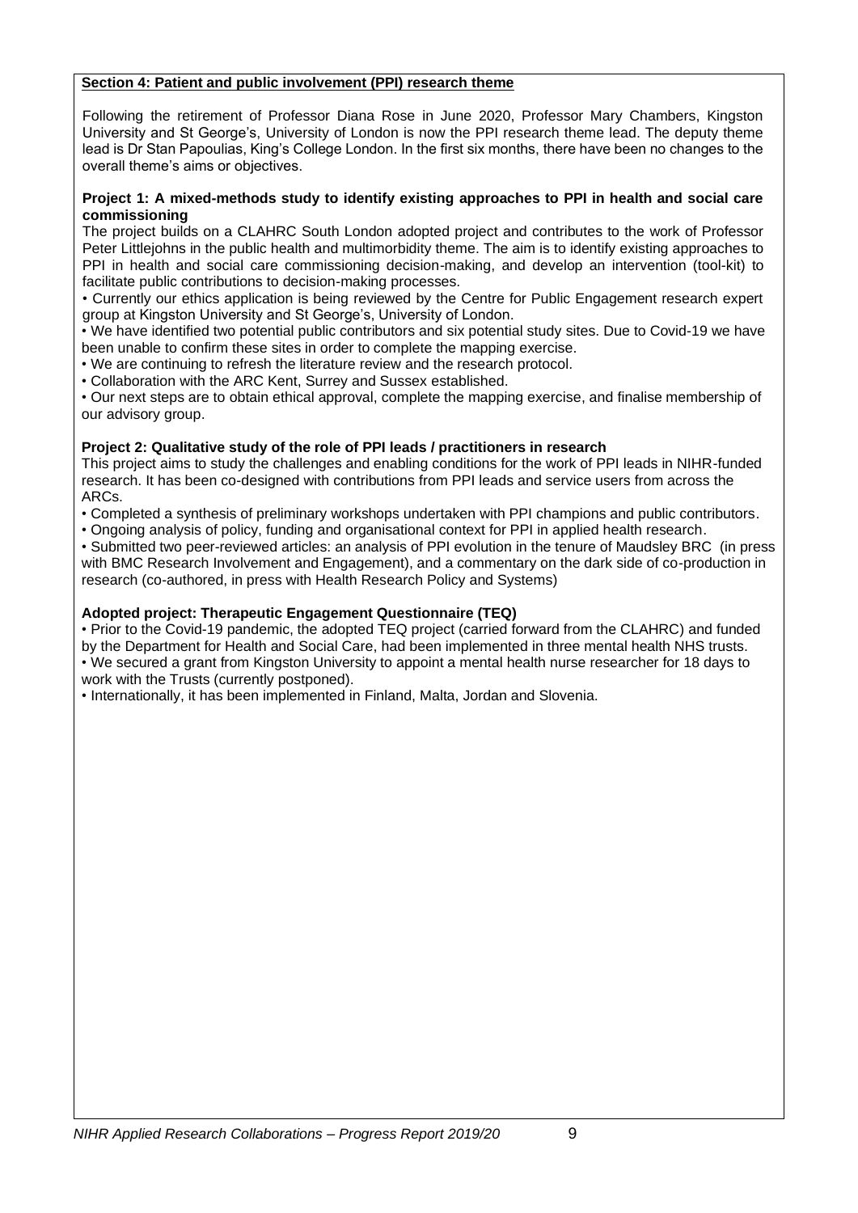## Section 4: Patient and public involvement (PPI) research theme

Following the retirement of Professor Diana Rose in June 2020, Professor Mary Chambers, Kingston University and St George's, University of London is now the PPI research theme lead. The deputy theme lead is Dr Stan Papoulias, King's College London. In the first six months, there have been no changes to the overall theme's aims or objectives.

### Project 1: A mixed-methods study to identify existing approaches to PPI in health and social care commissioning

The project builds on a CLAHRC South London adopted project and contributes to the work of Professor Peter Littlejohns in the public health and multimorbidity theme. The aim is to identify existing approaches to PPI in health and social care commissioning decision-making, and develop an intervention (tool-kit) to facilitate public contributions to decision-making processes.

- Currently our ethics application is being reviewed by the Centre for Public Engagement research expert group at Kingston University and St George's, University of London.
- We have identified two potential public contributors and six potential study sites. Due to Covid-19 we have been unable to confirm these sites in order to complete the mapping exercise.
- We are continuing to refresh the literature review and the research protocol.
- Collaboration with the ARC Kent, Surrey and Sussex established.
- Our next steps are to obtain ethical approval, complete the mapping exercise, and finalise membership of our advisory group.

### Project 2: Qualitative study of the role of PPI leads / practitioners in research

This project aims to study the challenges and enabling conditions for the work of PPI leads in NIHR-funded research. It has been co-designed with contributions from PPI leads and service users from across the ARCs.

- Completed a synthesis of preliminary workshops undertaken with PPI champions and public contributors.
- Ongoing analysis of policy, funding and organisational context for PPI in applied health research.
- Submitted two peer-reviewed articles: an analysis of PPI evolution in the tenure of Maudsley BRC (in press with BMC Research Involvement and Engagement), and a commentary on the dark side of co-production in research (co-authored, in press with Health Research Policy and Systems)

### Adopted project: Therapeutic Engagement Questionnaire (TEQ)

- Prior to the Covid-19 pandemic, the adopted TEQ project (carried forward from the CLAHRC) and funded by the Department for Health and Social Care, had been implemented in three mental health NHS trusts.
- We secured a grant from Kingston University to appoint a mental health nurse researcher for 18 days to work with the Trusts (currently postponed).
- Internationally, it has been implemented in Finland, Malta, Jordan and Slovenia.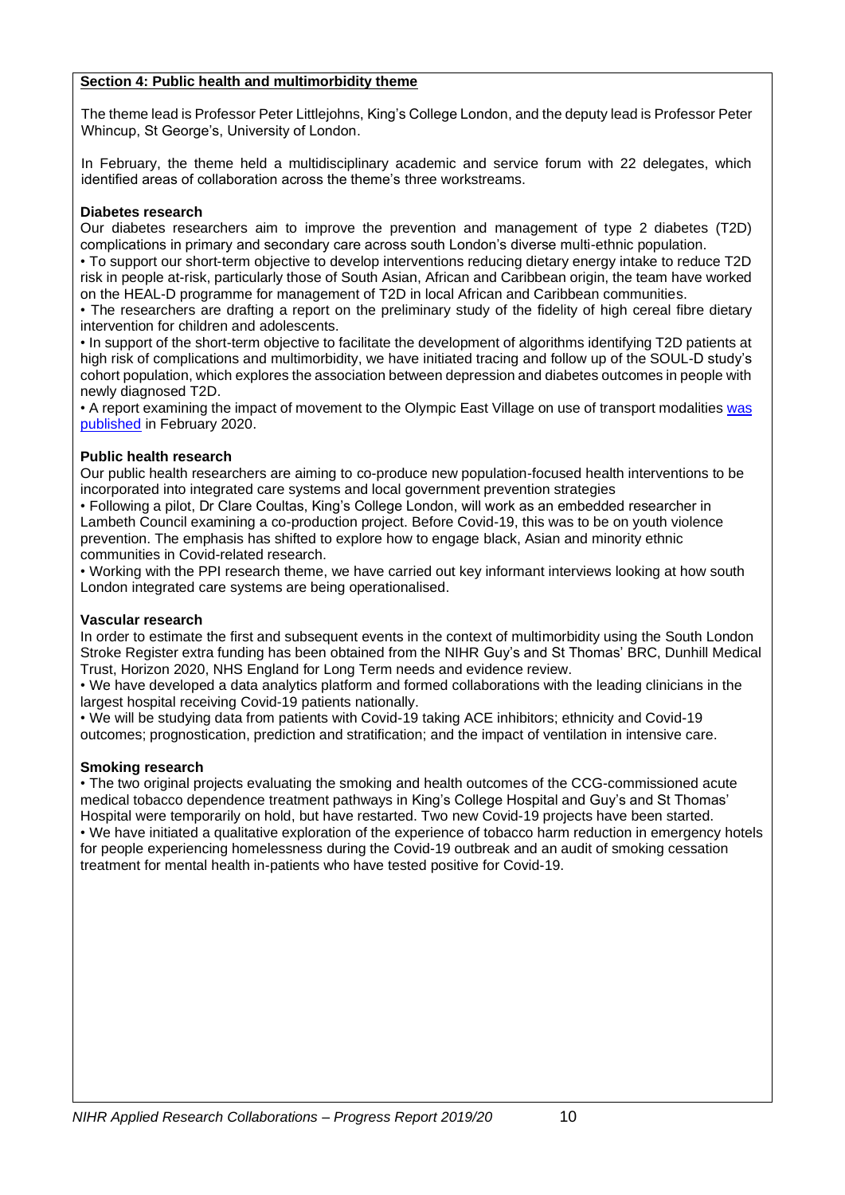## Section 4: Public health and multimorbidity theme

The theme lead is Professor Peter Littlejohns, King's College London, and the deputy lead is Professor Peter Whincup, St George's, University of London.

In February, the theme held a multidisciplinary academic and service forum with 22 delegates, which identified areas of collaboration across the theme's three workstreams.

### Diabetes research

Our diabetes researchers aim to improve the prevention and management of type 2 diabetes (T2D) complications in primary and secondary care across south London's diverse multi-ethnic population.

- To support our short-term objective to develop interventions reducing dietary energy intake to reduce T2D risk in people at-risk, particularly those of South Asian, African and Caribbean origin, the team have worked on the HEAL-D programme for management of T2D in local African and Caribbean communities.
- The researchers are drafting a report on the preliminary study of the fidelity of high cereal fibre dietary intervention for children and adolescents.
- In support of the short-term objective to facilitate the development of algorithms identifying T2D patients at high risk of complications and multimorbidity, we have initiated tracing and follow up of the SOUL-D study's cohort population, which explores the association between depression and diabetes outcomes in people with newly diagnosed T2D.
- A report examining the impact of movement to the Olympic East Village on use of transport modalities was published in February 2020.

### Public health research

Our public health researchers are aiming to co-produce new population-focused health interventions to be incorporated into integrated care systems and local government prevention strategies

- Following a pilot, Dr Clare Coultas, King's College London, will work as an embedded researcher in Lambeth Council examining a co-production project. Before Covid-19, this was to be on youth violence prevention. The emphasis has shifted to explore how to engage black, Asian and minority ethnic communities in Covid-related research.
- Working with the PPI research theme, we have carried out key informant interviews looking at how south London integrated care systems are being operationalised.

### Vascular research

In order to estimate the first and subsequent events in the context of multimorbidity using the South London Stroke Register extra funding has been obtained from the NIHR Guy's and St Thomas' BRC, Dunhill Medical Trust, Horizon 2020, NHS England for Long Term needs and evidence review.

- We have developed a data analytics platform and formed collaborations with the leading clinicians in the largest hospital receiving Covid-19 patients nationally.
- We will be studying data from patients with Covid-19 taking ACE inhibitors; ethnicity and Covid-19 outcomes; prognostication, prediction and stratification; and the impact of ventilation in intensive care.

### Smoking research

- The two original projects evaluating the smoking and health outcomes of the CCG-commissioned acute medical tobacco dependence treatment pathways in King's College Hospital and Guy's and St Thomas' Hospital were temporarily on hold, but have restarted. Two new Covid-19 projects have been started.
- We have initiated a qualitative exploration of the experience of tobacco harm reduction in emergency hotels for people experiencing homelessness during the Covid-19 outbreak and an audit of smoking cessation treatment for mental health in-patients who have tested positive for Covid-19.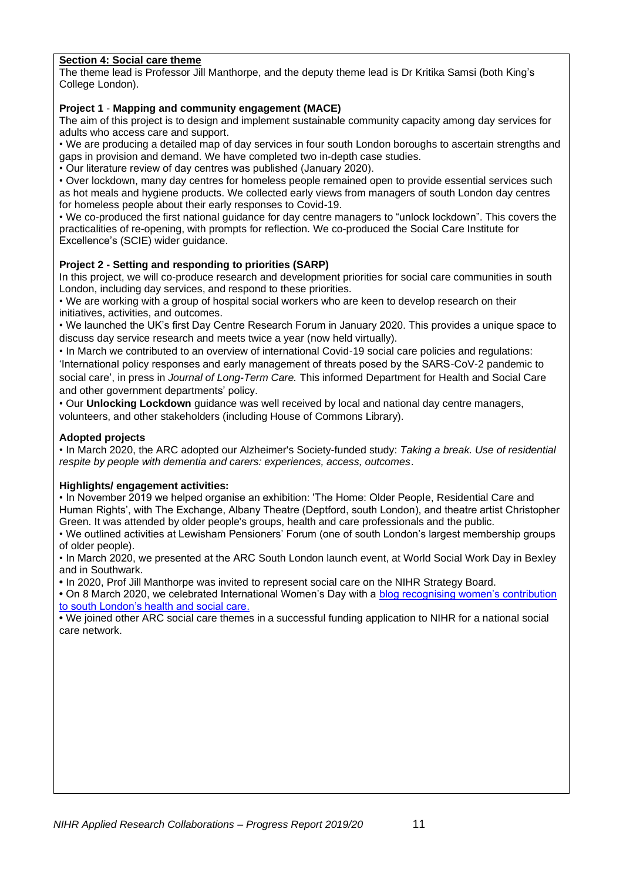## Section 4: Social care theme

The theme lead is Professor Jill Manthorpe, and the deputy theme lead is Dr Kritika Samsi (both King's College London).

### Project 1 - Mapping and community engagement (MACE)

The aim of this project is to design and implement sustainable community capacity among day services for adults who access care and support.

- We are producing a detailed map of day services in four south London boroughs to ascertain strengths and gaps in provision and demand. We have completed two in-depth case studies.
- Our literature review of day centres was published (January 2020).
- Over lockdown, many day centres for homeless people remained open to provide essential services such as hot meals and hygiene products. We collected early views from managers of south London day centres for homeless people about their early responses to Covid-19.
- We co-produced the first national guidance for day centre managers to "unlock lockdown". This covers the practicalities of re-opening, with prompts for reflection. We co-produced the Social Care Institute for Excellence's (SCIE) wider guidance.

### Project 2 - Setting and responding to priorities (SARP)

In this project, we will co-produce research and development priorities for social care communities in south London, including day services, and respond to these priorities.

- We are working with a group of hospital social workers who are keen to develop research on their initiatives, activities, and outcomes.
- We launched the UK's first Day Centre Research Forum in January 2020. This provides a unique space to discuss day service research and meets twice a year (now held virtually).
- In March we contributed to an overview of international Covid-19 social care policies and regulations: 'International policy responses and early management of threats posed by the SARS-CoV-2 pandemic to social care', in press in *Journal of Long-Term Care.* This informed Department for Health and Social Care and other government departments' policy.
- Our **Unlocking Lockdown** guidance was well received by local and national day centre managers, volunteers, and other stakeholders (including House of Commons Library).

### Adopted projects

- In March 2020, the ARC adopted our Alzheimer's Society-funded study: *Taking a break. Use of residential respite by people with dementia and carers: experiences, access, outcomes*.

### Highlights/ engagement activities:

- In November 2019 we helped organise an exhibition: 'The Home: Older People, Residential Care and Human Rights', with The Exchange, Albany Theatre (Deptford, south London), and theatre artist Christopher Green. It was attended by older people's groups, health and care professionals and the public.
- We outlined activities at Lewisham Pensioners' Forum (one of south London's largest membership groups of older people).
- In March 2020, we presented at the ARC South London launch event, at World Social Work Day in Bexley and in Southwark.
- In 2020, Prof Jill Manthorpe was invited to represent social care on the NIHR Strategy Board.
- On 8 March 2020, we celebrated International Women's Day with a blog recognising women's contribution to south London's health and social care.
- We joined other ARC social care themes in a successful funding application to NIHR for a national social care network.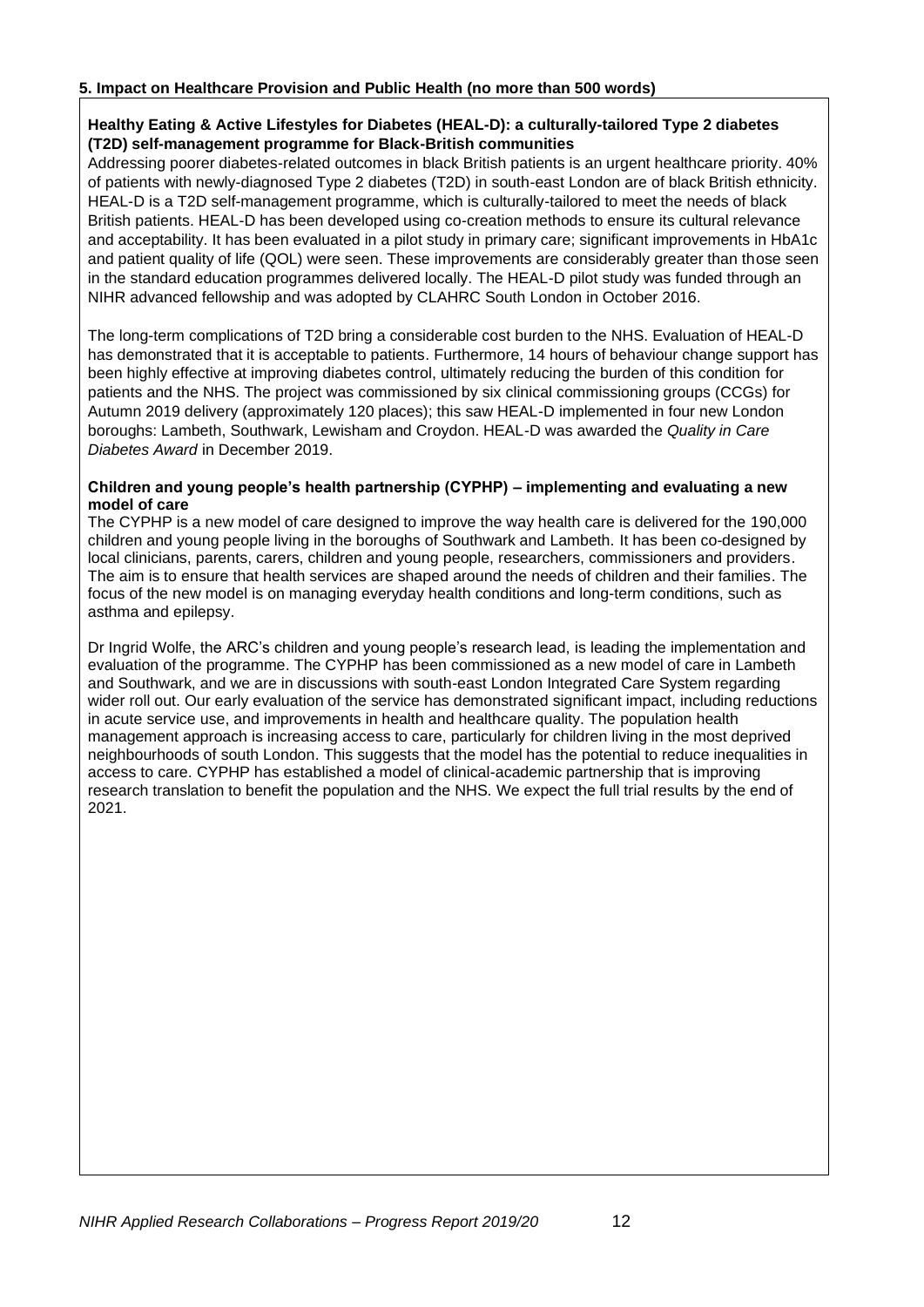**5. Impact on Healthcare Provision and Public Health (no more than 500 words)**

**Healthy Eating & Active Lifestyles for Diabetes (HEAL-D): a culturally-tailored Type 2 diabetes (T2D) self-management programme for Black-British communities**

Addressing poorer diabetes-related outcomes in black British patients is an urgent healthcare priority. 40% of patients with newly-diagnosed Type 2 diabetes (T2D) in south-east London are of black British ethnicity. HEAL-D is a T2D self-management programme, which is culturally-tailored to meet the needs of black British patients. HEAL-D has been developed using co-creation methods to ensure its cultural relevance and acceptability. It has been evaluated in a pilot study in primary care; significant improvements in HbA1c and patient quality of life (QOL) were seen. These improvements are considerably greater than those seen in the standard education programmes delivered locally. The HEAL-D pilot study was funded through an NIHR advanced fellowship and was adopted by CLAHRC South London in October 2016.

The long-term complications of T2D bring a considerable cost burden to the NHS. Evaluation of HEAL-D has demonstrated that it is acceptable to patients. Furthermore, 14 hours of behaviour change support has been highly effective at improving diabetes control, ultimately reducing the burden of this condition for patients and the NHS. The project was commissioned by six clinical commissioning groups (CCGs) for Autumn 2019 delivery (approximately 120 places); this saw HEAL-D implemented in four new London boroughs: Lambeth, Southwark, Lewisham and Croydon. HEAL-D was awarded the *Quality in Care Diabetes Award* in December 2019.

**Children and young people's health partnership (CYPHP) – implementing and evaluating a new model of care**

The CYPHP is a new model of care designed to improve the way health care is delivered for the 190,000 children and young people living in the boroughs of Southwark and Lambeth. It has been co-designed by local clinicians, parents, carers, children and young people, researchers, commissioners and providers. The aim is to ensure that health services are shaped around the needs of children and their families. The focus of the new model is on managing everyday health conditions and long-term conditions, such as asthma and epilepsy.

Dr Ingrid Wolfe, the ARC's children and young people's research lead, is leading the implementation and evaluation of the programme. The CYPHP has been commissioned as a new model of care in Lambeth and Southwark, and we are in discussions with south-east London Integrated Care System regarding wider roll out. Our early evaluation of the service has demonstrated significant impact, including reductions in acute service use, and improvements in health and healthcare quality. The population health management approach is increasing access to care, particularly for children living in the most deprived neighbourhoods of south London. This suggests that the model has the potential to reduce inequalities in access to care. CYPHP has established a model of clinical-academic partnership that is improving research translation to benefit the population and the NHS. We expect the full trial results by the end of 2021.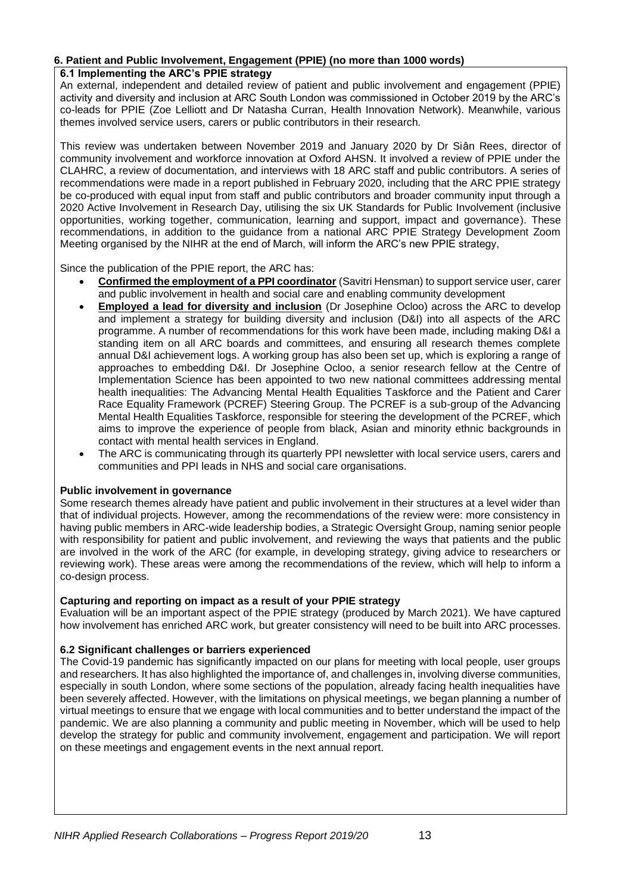### 6. Patient and Public Involvement, Engagement (PPIE) (no more than 1000 words)

**6.1 Implementing the ARC's PPIE strategy**

An external, independent and detailed review of patient and public involvement and engagement (PPIE) activity and diversity and inclusion at ARC South London was commissioned in October 2019 by the ARC's co-leads for PPIE (Zoe Lelliott and Dr Natasha Curran, Health Innovation Network). Meanwhile, various themes involved service users, carers or public contributors in their research.

This review was undertaken between November 2019 and January 2020 by Dr Siân Rees, director of community involvement and workforce innovation at Oxford AHSN. It involved a review of PPIE under the CLAHRC, a review of documentation, and interviews with 18 ARC staff and public contributors. A series of recommendations were made in a report published in February 2020, including that the ARC PPIE strategy be co-produced with equal input from staff and public contributors and broader community input through a 2020 Active Involvement in Research Day, utilising the six UK Standards for Public Involvement (inclusive opportunities, working together, communication, learning and support, impact and governance). These recommendations, in addition to the guidance from a national ARC PPIE Strategy Development Zoom Meeting organised by the NIHR at the end of March, will inform the ARC's new PPIE strategy,

Since the publication of the PPIE report, the ARC has:

- **Confirmed the employment of a PPI coordinator** (Savitri Hensman) to support service user, carer and public involvement in health and social care and enabling community development
- **Employed a lead for diversity and inclusion** (Dr Josephine Ocloo) across the ARC to develop and implement a strategy for building diversity and inclusion (D&I) into all aspects of the ARC programme. A number of recommendations for this work have been made, including making D&I a standing item on all ARC boards and committees, and ensuring all research themes complete annual D&I achievement logs. A working group has also been set up, which is exploring a range of approaches to embedding D&I. Dr Josephine Ocloo, a senior research fellow at the Centre of Implementation Science has been appointed to two new national committees addressing mental health inequalities: The Advancing Mental Health Equalities Taskforce and the Patient and Carer Race Equality Framework (PCREF) Steering Group. The PCREF is a sub-group of the Advancing Mental Health Equalities Taskforce, responsible for steering the development of the PCREF, which aims to improve the experience of people from black, Asian and minority ethnic backgrounds in contact with mental health services in England.
- The ARC is communicating through its quarterly PPI newsletter with local service users, carers and communities and PPI leads in NHS and social care organisations.

**Public involvement in governance**

Some research themes already have patient and public involvement in their structures at a level wider than that of individual projects. However, among the recommendations of the review were: more consistency in having public members in ARC-wide leadership bodies, a Strategic Oversight Group, naming senior people with responsibility for patient and public involvement, and reviewing the ways that patients and the public are involved in the work of the ARC (for example, in developing strategy, giving advice to researchers or reviewing work). These areas were among the recommendations of the review, which will help to inform a co-design process.

**Capturing and reporting on impact as a result of your PPIE strategy**

Evaluation will be an important aspect of the PPIE strategy (produced by March 2021). We have captured how involvement has enriched ARC work, but greater consistency will need to be built into ARC processes.

**6.2 Significant challenges or barriers experienced**

The Covid-19 pandemic has significantly impacted on our plans for meeting with local people, user groups and researchers. It has also highlighted the importance of, and challenges in, involving diverse communities, especially in south London, where some sections of the population, already facing health inequalities have been severely affected. However, with the limitations on physical meetings, we began planning a number of virtual meetings to ensure that we engage with local communities and to better understand the impact of the pandemic. We are also planning a community and public meeting in November, which will be used to help develop the strategy for public and community involvement, engagement and participation. We will report on these meetings and engagement events in the next annual report.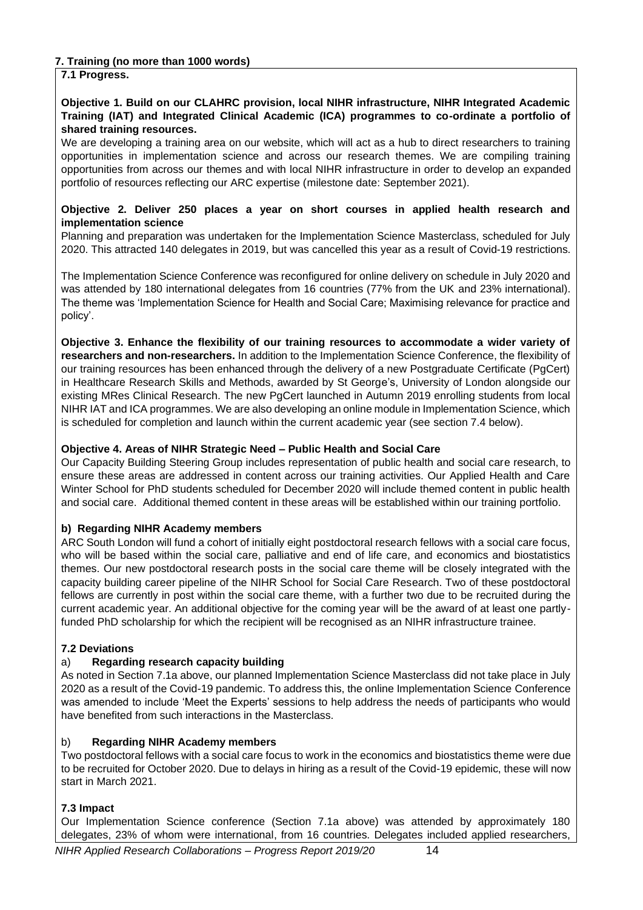### 7. Training (no more than 1000 words)

**7.1 Progress.**

**Objective 1. Build on our CLAHRC provision, local NIHR infrastructure, NIHR Integrated Academic Training (IAT) and Integrated Clinical Academic (ICA) programmes to co-ordinate a portfolio of shared training resources.**

We are developing a training area on our website, which will act as a hub to direct researchers to training opportunities in implementation science and across our research themes. We are compiling training opportunities from across our themes and with local NIHR infrastructure in order to develop an expanded portfolio of resources reflecting our ARC expertise (milestone date: September 2021).

**Objective 2. Deliver 250 places a year on short courses in applied health research and implementation science**

Planning and preparation was undertaken for the Implementation Science Masterclass, scheduled for July 2020. This attracted 140 delegates in 2019, but was cancelled this year as a result of Covid-19 restrictions.

The Implementation Science Conference was reconfigured for online delivery on schedule in July 2020 and was attended by 180 international delegates from 16 countries (77% from the UK and 23% international). The theme was 'Implementation Science for Health and Social Care; Maximising relevance for practice and policy'.

**Objective 3. Enhance the flexibility of our training resources to accommodate a wider variety of researchers and non-researchers.** In addition to the Implementation Science Conference, the flexibility of our training resources has been enhanced through the delivery of a new Postgraduate Certificate (PgCert) in Healthcare Research Skills and Methods, awarded by St George's, University of London alongside our existing MRes Clinical Research. The new PgCert launched in Autumn 2019 enrolling students from local NIHR IAT and ICA programmes. We are also developing an online module in Implementation Science, which is scheduled for completion and launch within the current academic year (see section 7.4 below).

**Objective 4. Areas of NIHR Strategic Need – Public Health and Social Care**

Our Capacity Building Steering Group includes representation of public health and social care research, to ensure these areas are addressed in content across our training activities. Our Applied Health and Care Winter School for PhD students scheduled for December 2020 will include themed content in public health and social care. Additional themed content in these areas will be established within our training portfolio.

**b) Regarding NIHR Academy members**

ARC South London will fund a cohort of initially eight postdoctoral research fellows with a social care focus, who will be based within the social care, palliative and end of life care, and economics and biostatistics themes. Our new postdoctoral research posts in the social care theme will be closely integrated with the capacity building career pipeline of the NIHR School for Social Care Research. Two of these postdoctoral fellows are currently in post within the social care theme, with a further two due to be recruited during the current academic year. An additional objective for the coming year will be the award of at least one partly-funded PhD scholarship for which the recipient will be recognised as an NIHR infrastructure trainee.

**7.2 Deviations**

a) **Regarding research capacity building**

As noted in Section 7.1a above, our planned Implementation Science Masterclass did not take place in July 2020 as a result of the Covid-19 pandemic. To address this, the online Implementation Science Conference was amended to include 'Meet the Experts' sessions to help address the needs of participants who would have benefited from such interactions in the Masterclass.

b) **Regarding NIHR Academy members**

Two postdoctoral fellows with a social care focus to work in the economics and biostatistics theme were due to be recruited for October 2020. Due to delays in hiring as a result of the Covid-19 epidemic, these will now start in March 2021.

**7.3 Impact**

Our Implementation Science conference (Section 7.1a above) was attended by approximately 180 delegates, 23% of whom were international, from 16 countries. Delegates included applied researchers,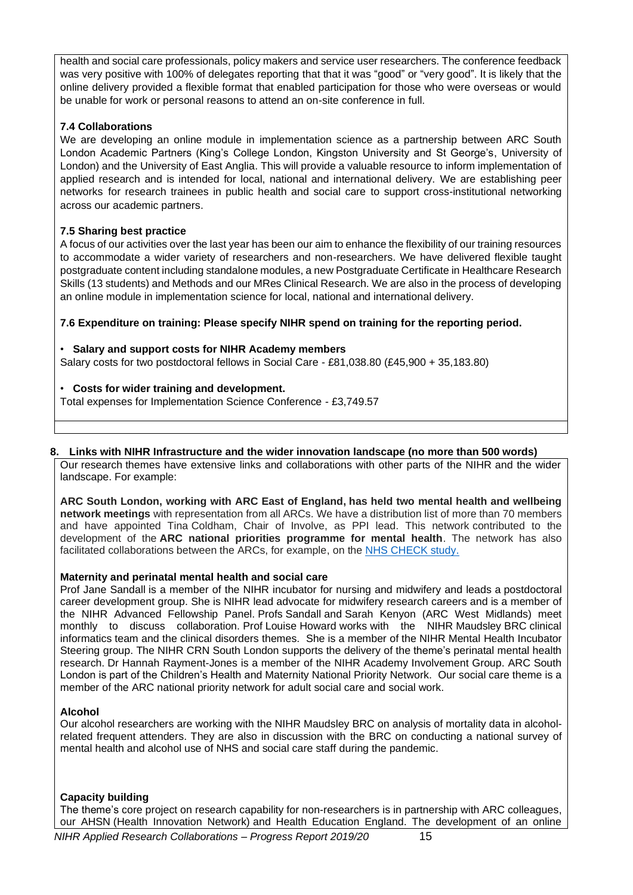health and social care professionals, policy makers and service user researchers. The conference feedback was very positive with 100% of delegates reporting that that it was "good" or "very good". It is likely that the online delivery provided a flexible format that enabled participation for those who were overseas or would be unable for work or personal reasons to attend an on-site conference in full.

### 7.4 Collaborations

We are developing an online module in implementation science as a partnership between ARC South London Academic Partners (King's College London, Kingston University and St George's, University of London) and the University of East Anglia. This will provide a valuable resource to inform implementation of applied research and is intended for local, national and international delivery. We are establishing peer networks for research trainees in public health and social care to support cross-institutional networking across our academic partners.

### 7.5 Sharing best practice

A focus of our activities over the last year has been our aim to enhance the flexibility of our training resources to accommodate a wider variety of researchers and non-researchers. We have delivered flexible taught postgraduate content including standalone modules, a new Postgraduate Certificate in Healthcare Research Skills (13 students) and Methods and our MRes Clinical Research. We are also in the process of developing an online module in implementation science for local, national and international delivery.

### 7.6 Expenditure on training: Please specify NIHR spend on training for the reporting period.

- **Salary and support costs for NIHR Academy members**

Salary costs for two postdoctoral fellows in Social Care - £81,038.80 (£45,900 + 35,183.80)

- **Costs for wider training and development.**

Total expenses for Implementation Science Conference - £3,749.57

## 8. Links with NIHR Infrastructure and the wider innovation landscape (no more than 500 words)

Our research themes have extensive links and collaborations with other parts of the NIHR and the wider landscape. For example:

**ARC South London, working with ARC East of England, has held two mental health and wellbeing network meetings** with representation from all ARCs. We have a distribution list of more than 70 members and have appointed Tina Coldham, Chair of Involve, as PPI lead. This network contributed to the development of the **ARC national priorities programme for mental health**. The network has also facilitated collaborations between the ARCs, for example, on the NHS CHECK study.

**Maternity and perinatal mental health and social care**

Prof Jane Sandall is a member of the NIHR incubator for nursing and midwifery and leads a postdoctoral career development group. She is NIHR lead advocate for midwifery research careers and is a member of the NIHR Advanced Fellowship Panel. Profs Sandall and Sarah Kenyon (ARC West Midlands) meet monthly to discuss collaboration. Prof Louise Howard works with the NIHR Maudsley BRC clinical informatics team and the clinical disorders themes. She is a member of the NIHR Mental Health Incubator Steering group. The NIHR CRN South London supports the delivery of the theme's perinatal mental health research. Dr Hannah Rayment-Jones is a member of the NIHR Academy Involvement Group. ARC South London is part of the Children's Health and Maternity National Priority Network. Our social care theme is a member of the ARC national priority network for adult social care and social work.

**Alcohol**

Our alcohol researchers are working with the NIHR Maudsley BRC on analysis of mortality data in alcohol-related frequent attenders. They are also in discussion with the BRC on conducting a national survey of mental health and alcohol use of NHS and social care staff during the pandemic.

**Capacity building**

The theme's core project on research capability for non-researchers is in partnership with ARC colleagues, our AHSN (Health Innovation Network) and Health Education England. The development of an online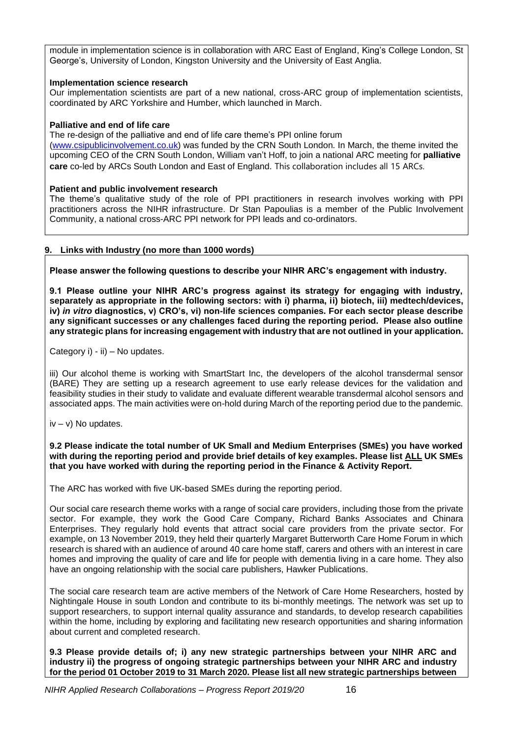module in implementation science is in collaboration with ARC East of England, King's College London, St George's, University of London, Kingston University and the University of East Anglia.

**Implementation science research**

Our implementation scientists are part of a new national, cross-ARC group of implementation scientists, coordinated by ARC Yorkshire and Humber, which launched in March.

**Palliative and end of life care**

The re-design of the palliative and end of life care theme's PPI online forum (www.csipublicinvolvement.co.uk) was funded by the CRN South London. In March, the theme invited the upcoming CEO of the CRN South London, William van't Hoff, to join a national ARC meeting for **palliative care** co-led by ARCs South London and East of England. This collaboration includes all 15 ARCs.

**Patient and public involvement research**

The theme's qualitative study of the role of PPI practitioners in research involves working with PPI practitioners across the NIHR infrastructure. Dr Stan Papoulias is a member of the Public Involvement Community, a national cross-ARC PPI network for PPI leads and co-ordinators.

## 9. Links with Industry (no more than 1000 words)

**Please answer the following questions to describe your NIHR ARC's engagement with industry.**

**9.1 Please outline your NIHR ARC's progress against its strategy for engaging with industry, separately as appropriate in the following sectors: with i) pharma, ii) biotech, iii) medtech/devices, iv) *in vitro* diagnostics, v) CRO's, vi) non-life sciences companies. For each sector please describe any significant successes or any challenges faced during the reporting period. Please also outline any strategic plans for increasing engagement with industry that are not outlined in your application.**

Category i) - ii) – No updates.

iii) Our alcohol theme is working with SmartStart Inc, the developers of the alcohol transdermal sensor (BARE) They are setting up a research agreement to use early release devices for the validation and feasibility studies in their study to validate and evaluate different wearable transdermal alcohol sensors and associated apps. The main activities were on-hold during March of the reporting period due to the pandemic.

iv – v) No updates.

**9.2 Please indicate the total number of UK Small and Medium Enterprises (SMEs) you have worked with during the reporting period and provide brief details of key examples. Please list ALL UK SMEs that you have worked with during the reporting period in the Finance & Activity Report.**

The ARC has worked with five UK-based SMEs during the reporting period.

Our social care research theme works with a range of social care providers, including those from the private sector. For example, they work the Good Care Company, Richard Banks Associates and Chinara Enterprises. They regularly hold events that attract social care providers from the private sector. For example, on 13 November 2019, they held their quarterly Margaret Butterworth Care Home Forum in which research is shared with an audience of around 40 care home staff, carers and others with an interest in care homes and improving the quality of care and life for people with dementia living in a care home. They also have an ongoing relationship with the social care publishers, Hawker Publications.

The social care research team are active members of the Network of Care Home Researchers, hosted by Nightingale House in south London and contribute to its bi-monthly meetings. The network was set up to support researchers, to support internal quality assurance and standards, to develop research capabilities within the home, including by exploring and facilitating new research opportunities and sharing information about current and completed research.

**9.3 Please provide details of; i) any new strategic partnerships between your NIHR ARC and industry ii) the progress of ongoing strategic partnerships between your NIHR ARC and industry for the period 01 October 2019 to 31 March 2020. Please list all new strategic partnerships between**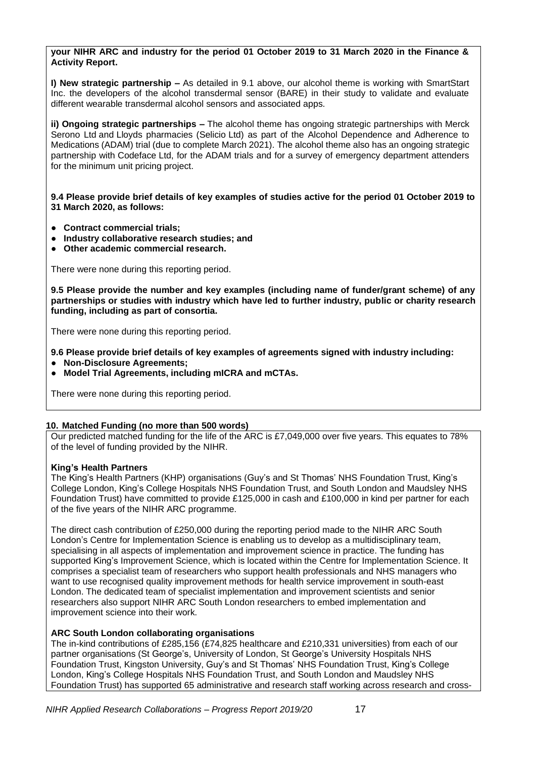**your NIHR ARC and industry for the period 01 October 2019 to 31 March 2020 in the Finance & Activity Report.**

**I) New strategic partnership –** As detailed in 9.1 above, our alcohol theme is working with SmartStart Inc. the developers of the alcohol transdermal sensor (BARE) in their study to validate and evaluate different wearable transdermal alcohol sensors and associated apps.

**ii) Ongoing strategic partnerships –** The alcohol theme has ongoing strategic partnerships with Merck Serono Ltd and Lloyds pharmacies (Selicio Ltd) as part of the Alcohol Dependence and Adherence to Medications (ADAM) trial (due to complete March 2021). The alcohol theme also has an ongoing strategic partnership with Codeface Ltd, for the ADAM trials and for a survey of emergency department attenders for the minimum unit pricing project.

**9.4 Please provide brief details of key examples of studies active for the period 01 October 2019 to 31 March 2020, as follows:**

- **Contract commercial trials;**
- **Industry collaborative research studies; and**
- **Other academic commercial research.**

There were none during this reporting period.

**9.5 Please provide the number and key examples (including name of funder/grant scheme) of any partnerships or studies with industry which have led to further industry, public or charity research funding, including as part of consortia.**

There were none during this reporting period.

**9.6 Please provide brief details of key examples of agreements signed with industry including:**

- **Non-Disclosure Agreements;**
- **Model Trial Agreements, including mICRA and mCTAs.**

There were none during this reporting period.

## 10. Matched Funding (no more than 500 words)

Our predicted matched funding for the life of the ARC is £7,049,000 over five years. This equates to 78% of the level of funding provided by the NIHR.

**King's Health Partners**

The King's Health Partners (KHP) organisations (Guy's and St Thomas' NHS Foundation Trust, King's College London, King's College Hospitals NHS Foundation Trust, and South London and Maudsley NHS Foundation Trust) have committed to provide £125,000 in cash and £100,000 in kind per partner for each of the five years of the NIHR ARC programme.

The direct cash contribution of £250,000 during the reporting period made to the NIHR ARC South London's Centre for Implementation Science is enabling us to develop as a multidisciplinary team, specialising in all aspects of implementation and improvement science in practice. The funding has supported King's Improvement Science, which is located within the Centre for Implementation Science. It comprises a specialist team of researchers who support health professionals and NHS managers who want to use recognised quality improvement methods for health service improvement in south-east London. The dedicated team of specialist implementation and improvement scientists and senior researchers also support NIHR ARC South London researchers to embed implementation and improvement science into their work.

**ARC South London collaborating organisations**

The in-kind contributions of £285,156 (£74,825 healthcare and £210,331 universities) from each of our partner organisations (St George's, University of London, St George's University Hospitals NHS Foundation Trust, Kingston University, Guy's and St Thomas' NHS Foundation Trust, King's College London, King's College Hospitals NHS Foundation Trust, and South London and Maudsley NHS Foundation Trust) has supported 65 administrative and research staff working across research and cross-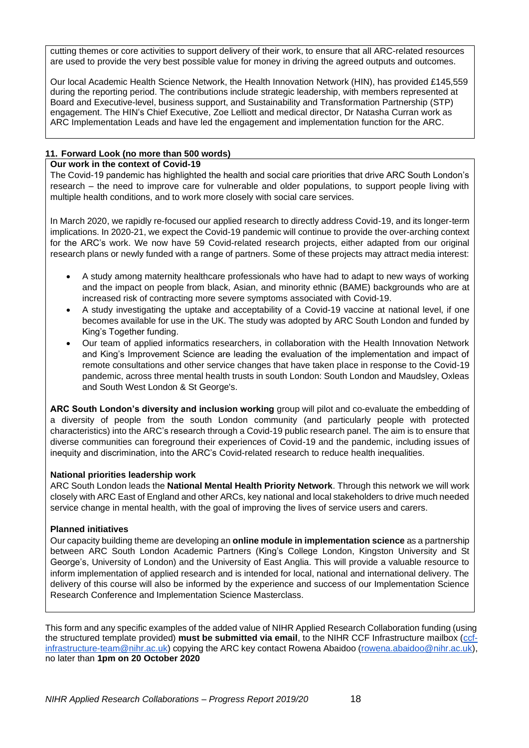cutting themes or core activities to support delivery of their work, to ensure that all ARC-related resources are used to provide the very best possible value for money in driving the agreed outputs and outcomes.

Our local Academic Health Science Network, the Health Innovation Network (HIN), has provided £145,559 during the reporting period. The contributions include strategic leadership, with members represented at Board and Executive-level, business support, and Sustainability and Transformation Partnership (STP) engagement. The HIN's Chief Executive, Zoe Lelliott and medical director, Dr Natasha Curran work as ARC Implementation Leads and have led the engagement and implementation function for the ARC.

## 11. Forward Look (no more than 500 words)

**Our work in the context of Covid-19**

The Covid-19 pandemic has highlighted the health and social care priorities that drive ARC South London's research – the need to improve care for vulnerable and older populations, to support people living with multiple health conditions, and to work more closely with social care services.

In March 2020, we rapidly re-focused our applied research to directly address Covid-19, and its longer-term implications. In 2020-21, we expect the Covid-19 pandemic will continue to provide the over-arching context for the ARC's work. We now have 59 Covid-related research projects, either adapted from our original research plans or newly funded with a range of partners. Some of these projects may attract media interest:

- A study among maternity healthcare professionals who have had to adapt to new ways of working and the impact on people from black, Asian, and minority ethnic (BAME) backgrounds who are at increased risk of contracting more severe symptoms associated with Covid-19.
- A study investigating the uptake and acceptability of a Covid-19 vaccine at national level, if one becomes available for use in the UK. The study was adopted by ARC South London and funded by King's Together funding.
- Our team of applied informatics researchers, in collaboration with the Health Innovation Network and King's Improvement Science are leading the evaluation of the implementation and impact of remote consultations and other service changes that have taken place in response to the Covid-19 pandemic, across three mental health trusts in south London: South London and Maudsley, Oxleas and South West London & St George's.

**ARC South London's diversity and inclusion working** group will pilot and co-evaluate the embedding of a diversity of people from the south London community (and particularly people with protected characteristics) into the ARC's research through a Covid-19 public research panel. The aim is to ensure that diverse communities can foreground their experiences of Covid-19 and the pandemic, including issues of inequity and discrimination, into the ARC's Covid-related research to reduce health inequalities.

**National priorities leadership work**

ARC South London leads the **National Mental Health Priority Network**. Through this network we will work closely with ARC East of England and other ARCs, key national and local stakeholders to drive much needed service change in mental health, with the goal of improving the lives of service users and carers.

**Planned initiatives**

Our capacity building theme are developing an **online module in implementation science** as a partnership between ARC South London Academic Partners (King's College London, Kingston University and St George's, University of London) and the University of East Anglia. This will provide a valuable resource to inform implementation of applied research and is intended for local, national and international delivery. The delivery of this course will also be informed by the experience and success of our Implementation Science Research Conference and Implementation Science Masterclass.

This form and any specific examples of the added value of NIHR Applied Research Collaboration funding (using the structured template provided) **must be submitted via email**, to the NIHR CCF Infrastructure mailbox (ccf-infrastructure-team@nihr.ac.uk) copying the ARC key contact Rowena Abaidoo (rowena.abaidoo@nihr.ac.uk), no later than **1pm on 20 October 2020**